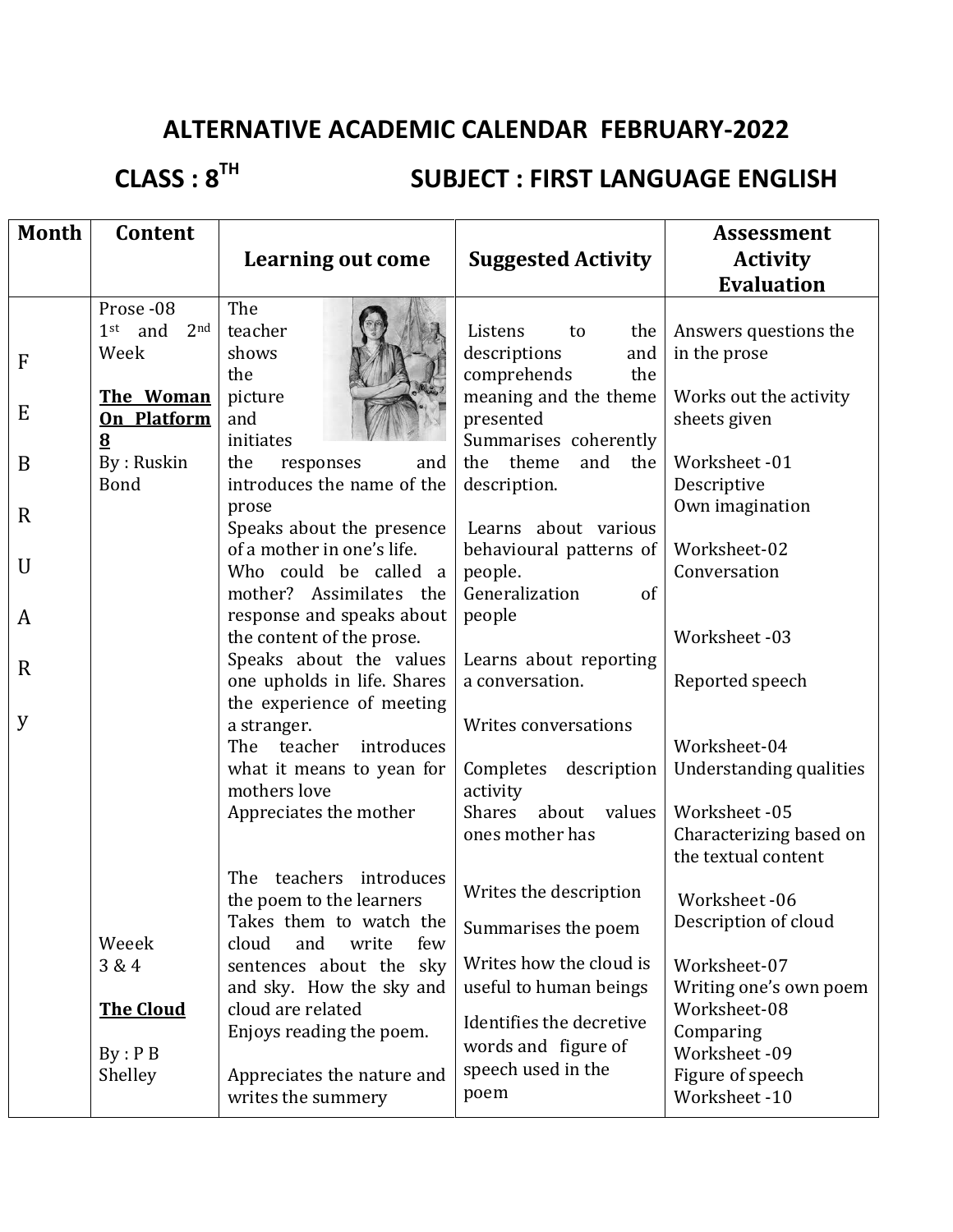# ALTERNATIVE ACADEMIC CALENDAR FEBRUARY-2022

## CLASS : 8TH SUBJECT : FIRST LANGUAGE ENGLISH

| Month | Content | Learning out come | Suggested Activity | Assessment Activity Evaluation |
|---|---|---|---|---|
| FEBRUARy | Prose -08<br>1st and 2nd Week<br><br>**The Woman On Platform 8**<br>By : Ruskin Bond | The teacher shows the picture and initiates the responses and introduces the name of the prose<br>Speaks about the presence of a mother in one's life. Who could be called a mother? Assimilates the response and speaks about the content of the prose.<br>Speaks about the values one upholds in life. Shares the experience of meeting a stranger.<br>The teacher introduces what it means to yean for mothers love<br>Appreciates the mother | Listens to the descriptions and comprehends the meaning and the theme presented<br>Summarises coherently the theme and the description.<br>Learns about various behavioural patterns of people.<br>Generalization of people<br>Learns about reporting a conversation.<br>Writes conversations<br>Completes description activity<br>Shares about values ones mother has | Answers questions the in the prose<br>Works out the activity sheets given<br>Worksheet -01<br>Descriptive<br>Own imagination<br>Worksheet-02<br>Conversation<br>Worksheet -03<br>Reported speech<br>Worksheet-04<br>Understanding qualities<br>Worksheet -05<br>Characterizing based on the textual content |
| | Weeek 3 & 4<br><br>**The Cloud**<br><br>By : P B Shelley | The teachers introduces the poem to the learners<br>Takes them to watch the cloud and write few sentences about the sky and sky. How the sky and cloud are related<br>Enjoys reading the poem.<br>Appreciates the nature and writes the summery | Writes the description<br>Summarises the poem<br>Writes how the cloud is useful to human beings<br>Identifies the decretive words and figure of speech used in the poem | Worksheet -06<br>Description of cloud<br>Worksheet-07<br>Writing one's own poem<br>Worksheet-08<br>Comparing<br>Worksheet -09<br>Figure of speech<br>Worksheet -10 |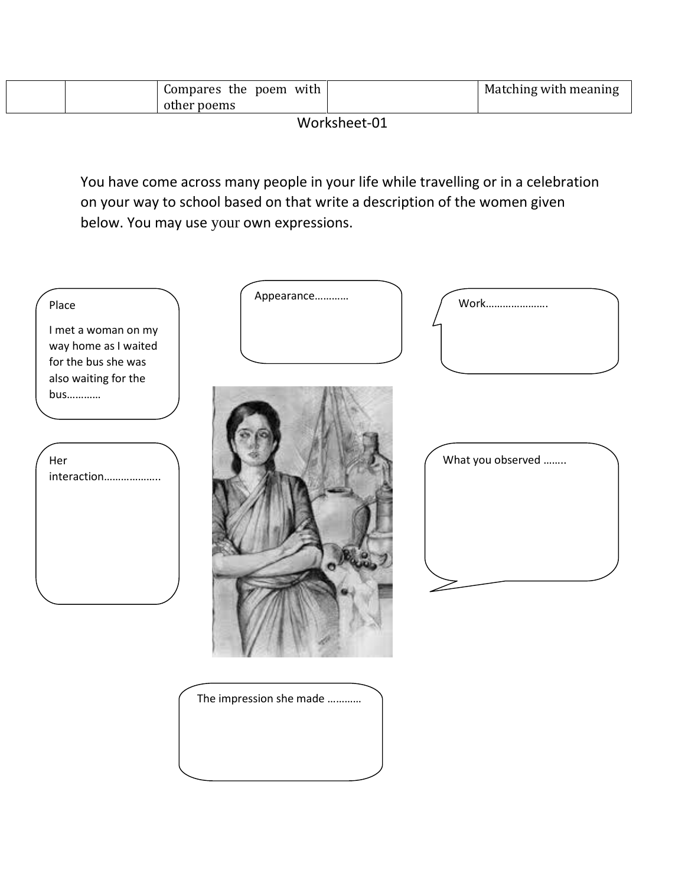| | | Compares the poem with other poems | | Matching with meaning |
|---|---|---|---|---|

Worksheet-01

You have come across many people in your life while travelling or in a celebration on your way to school based on that write a description of the women given below. You may use your own expressions.

Place

I met a woman on my way home as I waited for the bus she was also waiting for the bus…………

Appearance…………

Work…………………..

Her interaction………………..

What you observed ……..

The impression she made …………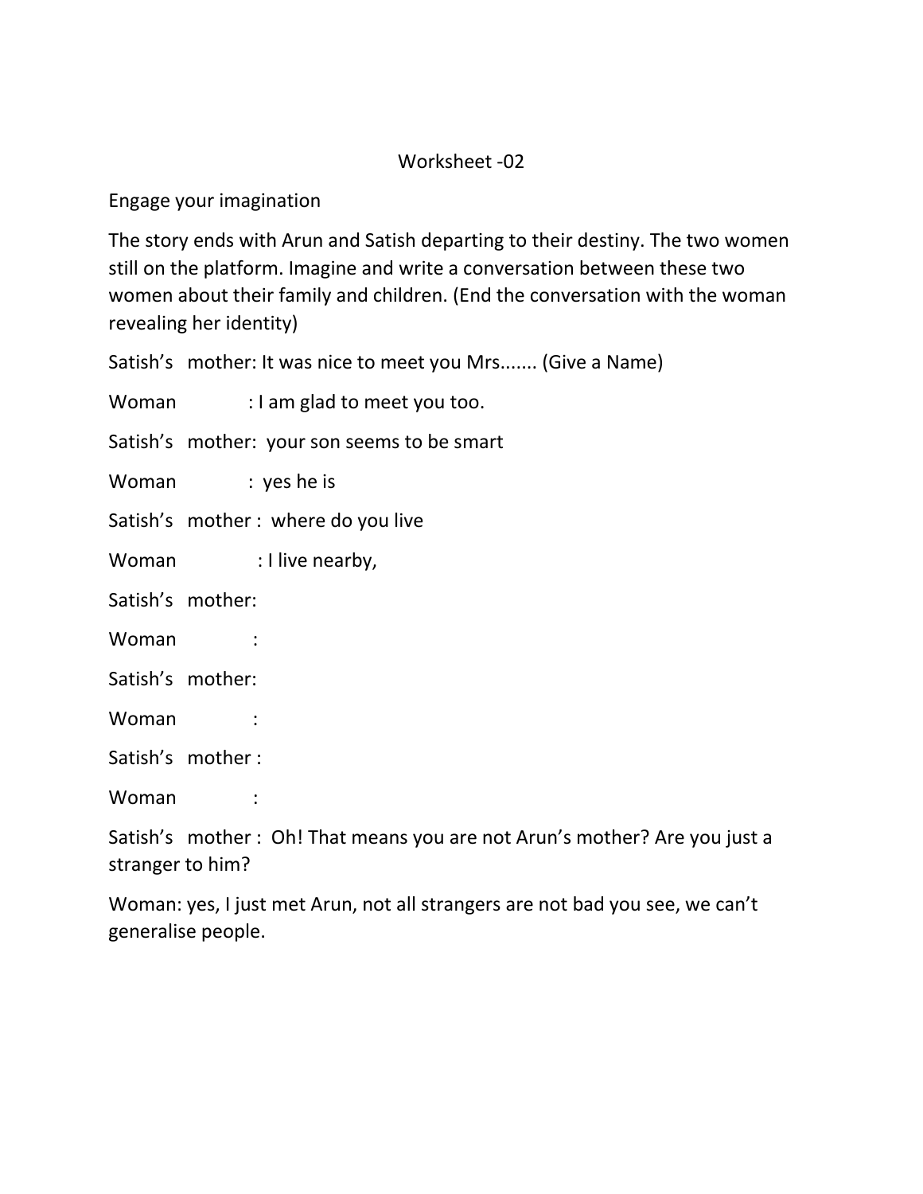Worksheet -02

Engage your imagination

The story ends with Arun and Satish departing to their destiny. The two women still on the platform. Imagine and write a conversation between these two women about their family and children. (End the conversation with the woman revealing her identity)

Satish's mother: It was nice to meet you Mrs....... (Give a Name)

Woman : I am glad to meet you too.

Satish's mother: your son seems to be smart

Woman : yes he is

Satish's mother : where do you live

Woman : I live nearby,

Satish's mother:

Woman :

Satish's mother:

Woman :

Satish's mother :

Woman :

Satish's mother : Oh! That means you are not Arun's mother? Are you just a stranger to him?

Woman: yes, I just met Arun, not all strangers are not bad you see, we can't generalise people.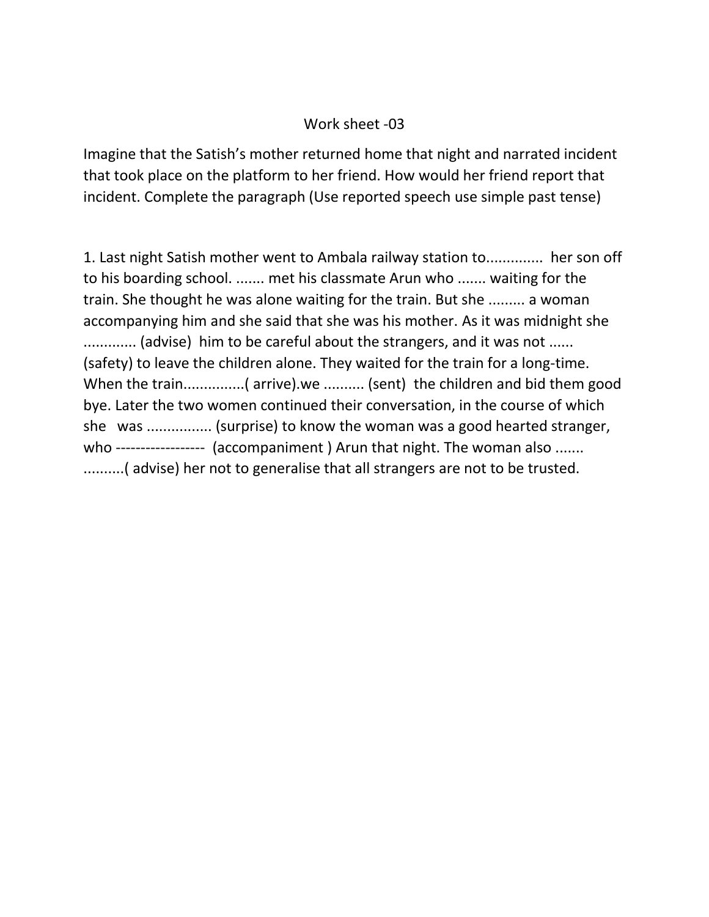Work sheet -03

Imagine that the Satish's mother returned home that night and narrated incident that took place on the platform to her friend. How would her friend report that incident. Complete the paragraph (Use reported speech use simple past tense)

1. Last night Satish mother went to Ambala railway station to............. her son off to his boarding school. ....... met his classmate Arun who ....... waiting for the train. She thought he was alone waiting for the train. But she ......... a woman accompanying him and she said that she was his mother. As it was midnight she ............ (advise) him to be careful about the strangers, and it was not ...... (safety) to leave the children alone. They waited for the train for a long-time. When the train..............( arrive).we .......... (sent) the children and bid them good bye. Later the two women continued their conversation, in the course of which she was ................ (surprise) to know the woman was a good hearted stranger, who ----------------- (accompaniment ) Arun that night. The woman also ....... ..........( advise) her not to generalise that all strangers are not to be trusted.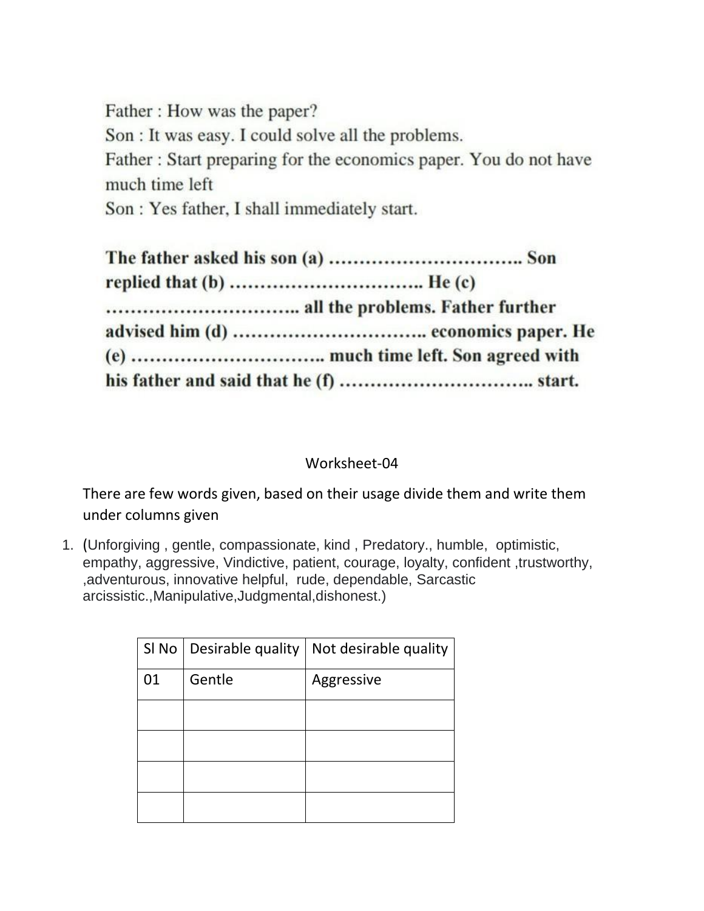Father : How was the paper?
Son : It was easy. I could solve all the problems.
Father : Start preparing for the economics paper. You do not have much time left
Son : Yes father, I shall immediately start.

**The father asked his son (a) ………………………….. Son replied that (b) ………………………….. He (c) ………………………….. all the problems. Father further advised him (d) ………………………….. economics paper. He (e) ………………………….. much time left. Son agreed with his father and said that he (f) ………………………….. start.**

Worksheet-04

There are few words given, based on their usage divide them and write them under columns given

1. (Unforgiving , gentle, compassionate, kind , Predatory., humble, optimistic, empathy, aggressive, Vindictive, patient, courage, loyalty, confident ,trustworthy, ,adventurous, innovative helpful, rude, dependable, Sarcastic arcissistic.,Manipulative,Judgmental,dishonest.)

| Sl No | Desirable quality | Not desirable quality |
|---|---|---|
| 01 | Gentle | Aggressive |
| | | |
| | | |
| | | |
| | | |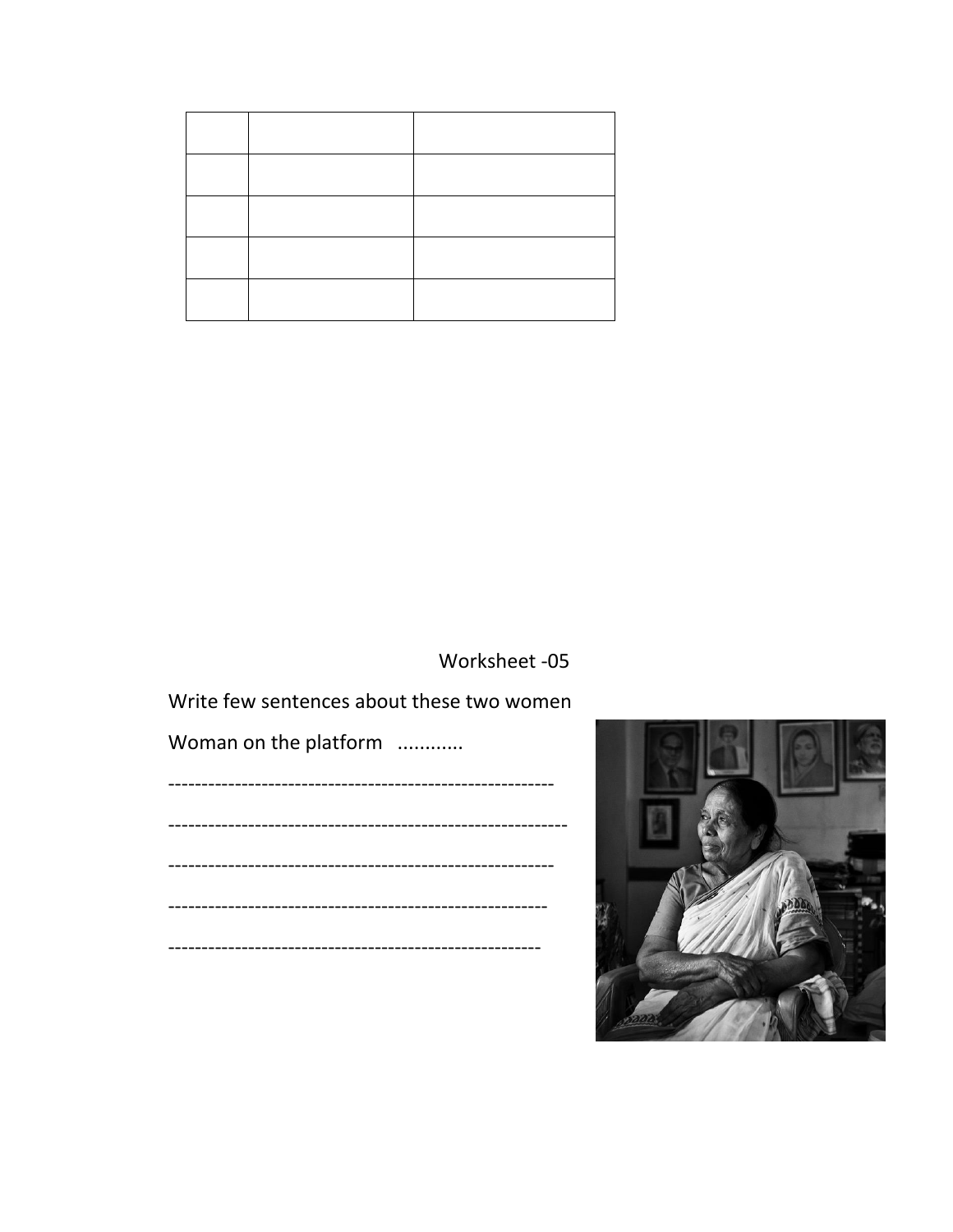| | | |
|---|---|---|
| | | |
| | | |
| | | |
| | | |

Worksheet -05

Write few sentences about these two women

Woman on the platform ............

----------------------------------------------------------

------------------------------------------------------------

----------------------------------------------------------

---------------------------------------------------------

--------------------------------------------------------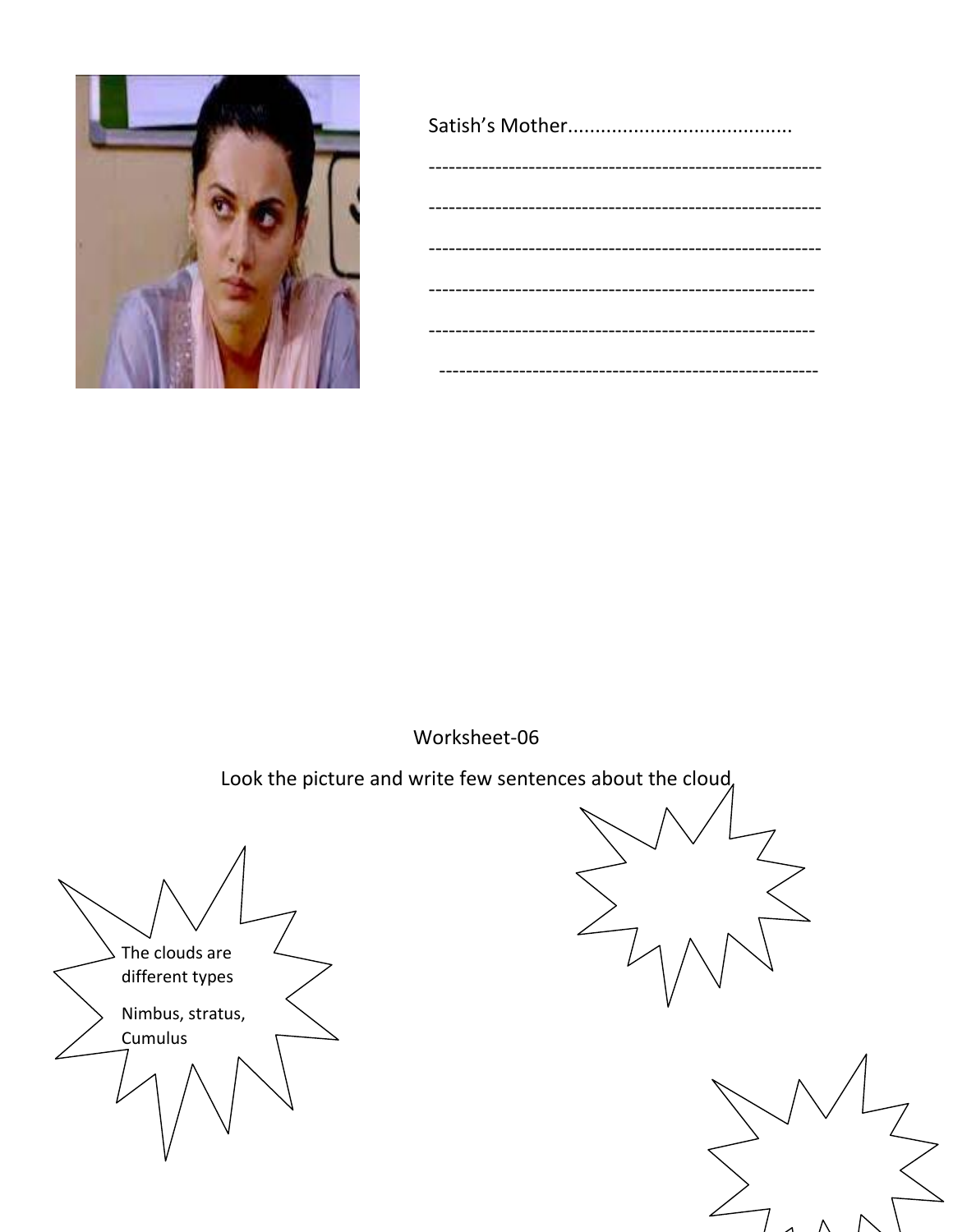Satish's Mother........................................

---------------------------------------------------------

---------------------------------------------------------

---------------------------------------------------------

--------------------------------------------------------

--------------------------------------------------------

--------------------------------------------------------

Worksheet-06

Look the picture and write few sentences about the cloud.

The clouds are different types

Nimbus, stratus, Cumulus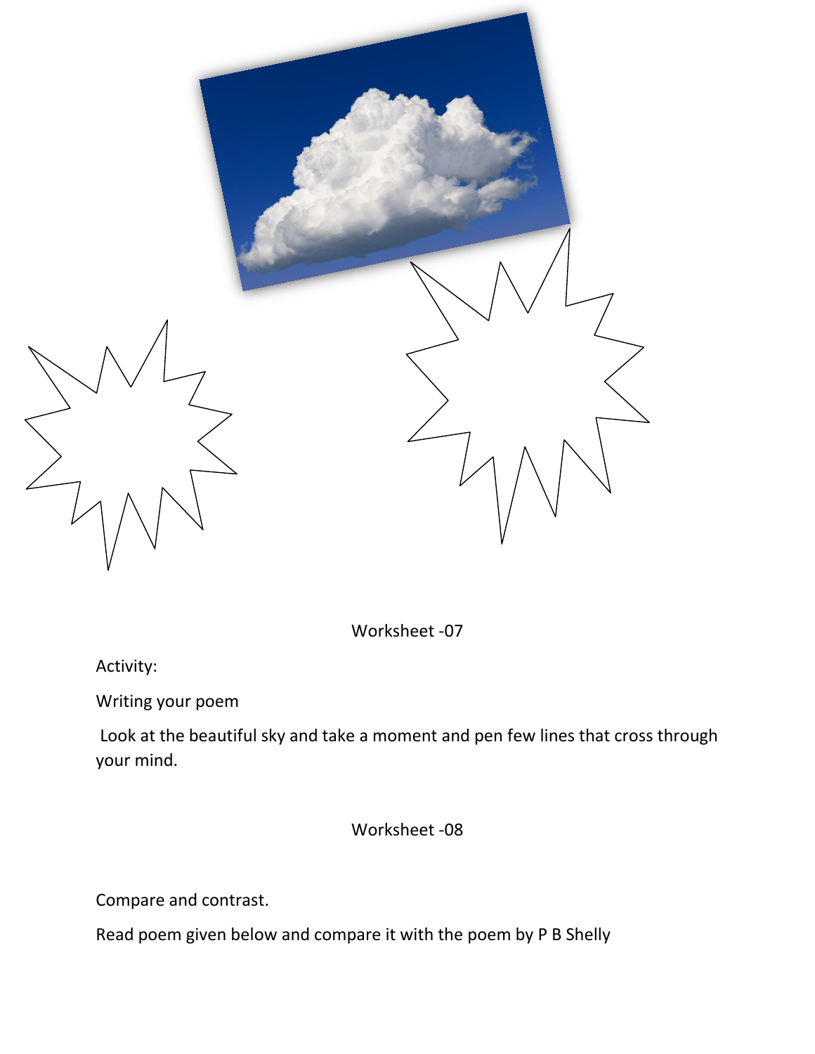Worksheet -07

Activity:

Writing your poem

Look at the beautiful sky and take a moment and pen few lines that cross through your mind.

Worksheet -08

Compare and contrast.

Read poem given below and compare it with the poem by P B Shelly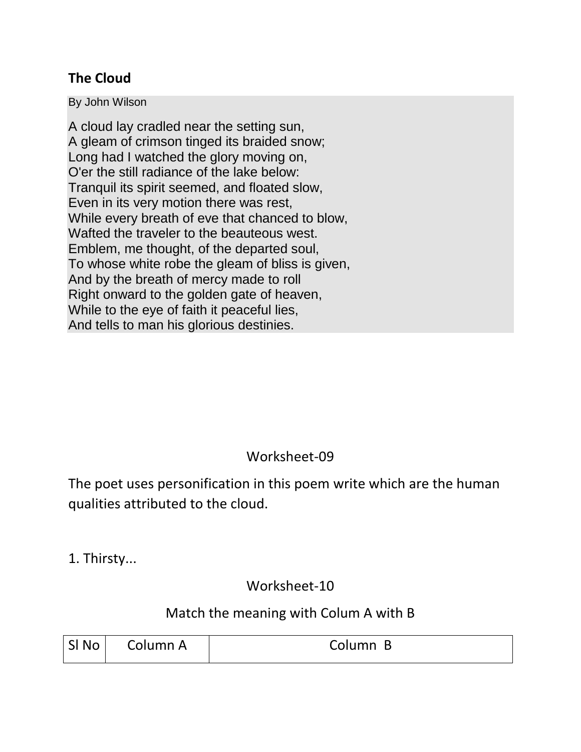## The Cloud

By John Wilson

A cloud lay cradled near the setting sun,
A gleam of crimson tinged its braided snow;
Long had I watched the glory moving on,
O'er the still radiance of the lake below:
Tranquil its spirit seemed, and floated slow,
Even in its very motion there was rest,
While every breath of eve that chanced to blow,
Wafted the traveler to the beauteous west.
Emblem, me thought, of the departed soul,
To whose white robe the gleam of bliss is given,
And by the breath of mercy made to roll
Right onward to the golden gate of heaven,
While to the eye of faith it peaceful lies,
And tells to man his glorious destinies.

### Worksheet-09

The poet uses personification in this poem write which are the human qualities attributed to the cloud.

1. Thirsty...

### Worksheet-10

Match the meaning with Colum A with B

| Sl No | Column A | Column B |
|---|---|---|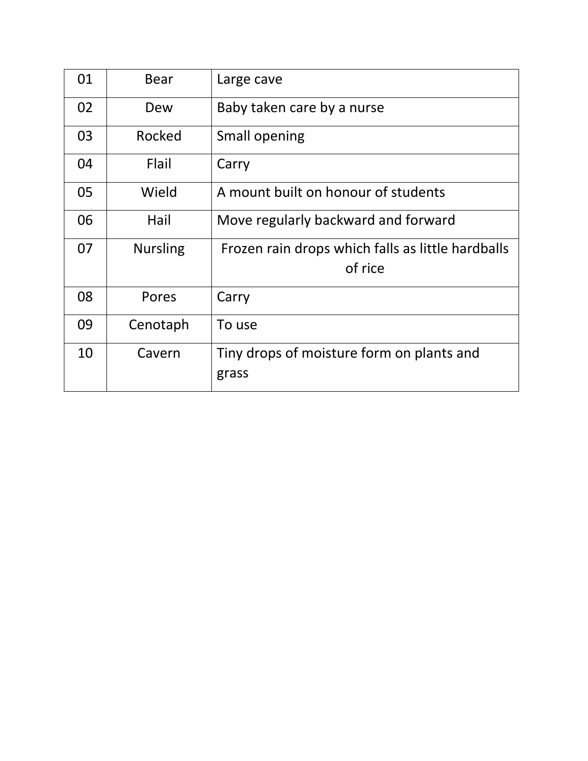| | | |
|---|---|---|
| 01 | Bear | Large cave |
| 02 | Dew | Baby taken care by a nurse |
| 03 | Rocked | Small opening |
| 04 | Flail | Carry |
| 05 | Wield | A mount built on honour of students |
| 06 | Hail | Move regularly backward and forward |
| 07 | Nursling | Frozen rain drops which falls as little hardballs of rice |
| 08 | Pores | Carry |
| 09 | Cenotaph | To use |
| 10 | Cavern | Tiny drops of moisture form on plants and grass |